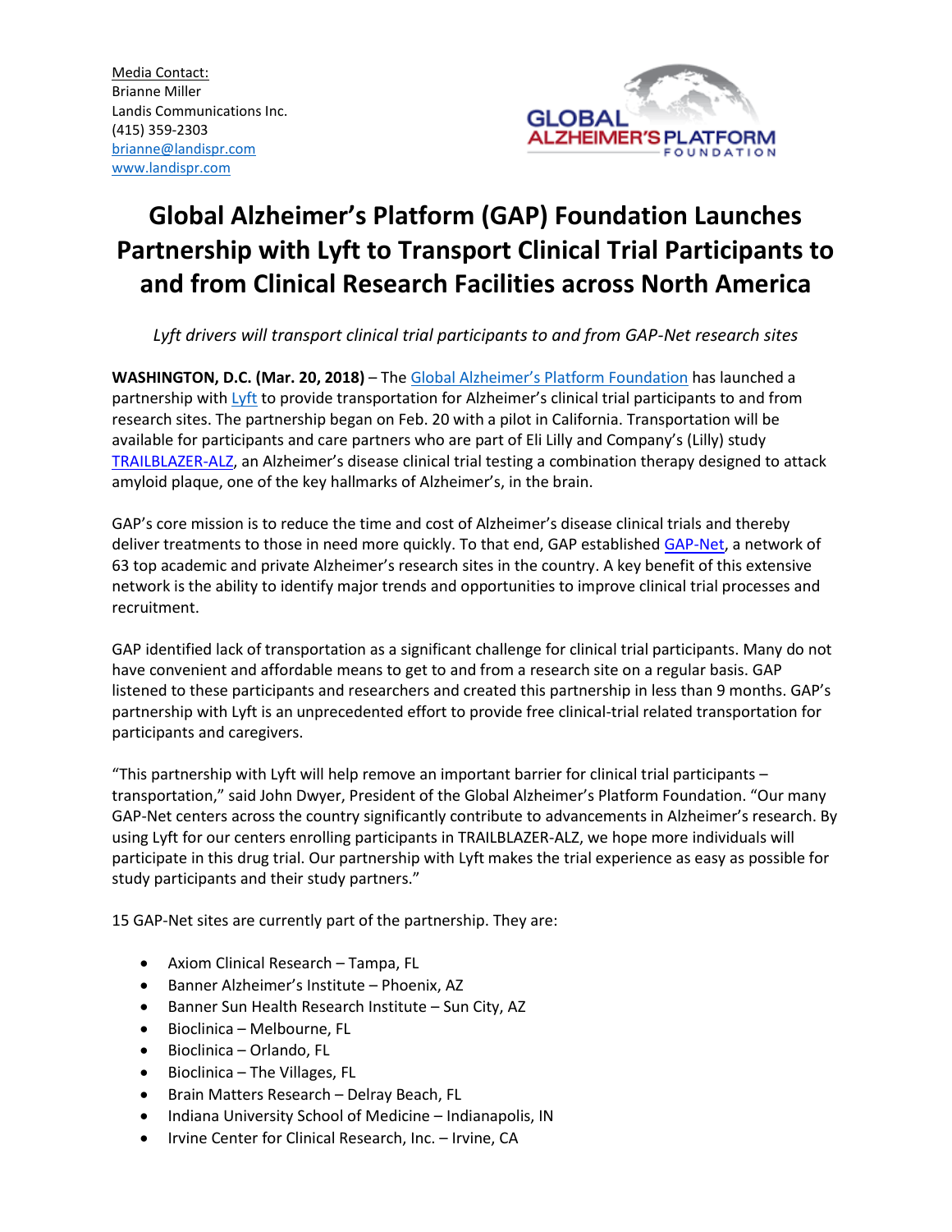Media Contact:
Brianne Miller
Landis Communications Inc.
(415) 359-2303
brianne@landispr.com
www.landispr.com

# Global Alzheimer's Platform (GAP) Foundation Launches Partnership with Lyft to Transport Clinical Trial Participants to and from Clinical Research Facilities across North America

*Lyft drivers will transport clinical trial participants to and from GAP-Net research sites*

**WASHINGTON, D.C. (Mar. 20, 2018)** – The Global Alzheimer's Platform Foundation has launched a partnership with Lyft to provide transportation for Alzheimer's clinical trial participants to and from research sites. The partnership began on Feb. 20 with a pilot in California. Transportation will be available for participants and care partners who are part of Eli Lilly and Company's (Lilly) study TRAILBLAZER-ALZ, an Alzheimer's disease clinical trial testing a combination therapy designed to attack amyloid plaque, one of the key hallmarks of Alzheimer's, in the brain.

GAP's core mission is to reduce the time and cost of Alzheimer's disease clinical trials and thereby deliver treatments to those in need more quickly. To that end, GAP established GAP-Net, a network of 63 top academic and private Alzheimer's research sites in the country. A key benefit of this extensive network is the ability to identify major trends and opportunities to improve clinical trial processes and recruitment.

GAP identified lack of transportation as a significant challenge for clinical trial participants. Many do not have convenient and affordable means to get to and from a research site on a regular basis. GAP listened to these participants and researchers and created this partnership in less than 9 months. GAP's partnership with Lyft is an unprecedented effort to provide free clinical-trial related transportation for participants and caregivers.

"This partnership with Lyft will help remove an important barrier for clinical trial participants – transportation," said John Dwyer, President of the Global Alzheimer's Platform Foundation. "Our many GAP-Net centers across the country significantly contribute to advancements in Alzheimer's research. By using Lyft for our centers enrolling participants in TRAILBLAZER-ALZ, we hope more individuals will participate in this drug trial. Our partnership with Lyft makes the trial experience as easy as possible for study participants and their study partners."

15 GAP-Net sites are currently part of the partnership. They are:

- Axiom Clinical Research – Tampa, FL
- Banner Alzheimer's Institute – Phoenix, AZ
- Banner Sun Health Research Institute – Sun City, AZ
- Bioclinica – Melbourne, FL
- Bioclinica – Orlando, FL
- Bioclinica – The Villages, FL
- Brain Matters Research – Delray Beach, FL
- Indiana University School of Medicine – Indianapolis, IN
- Irvine Center for Clinical Research, Inc. – Irvine, CA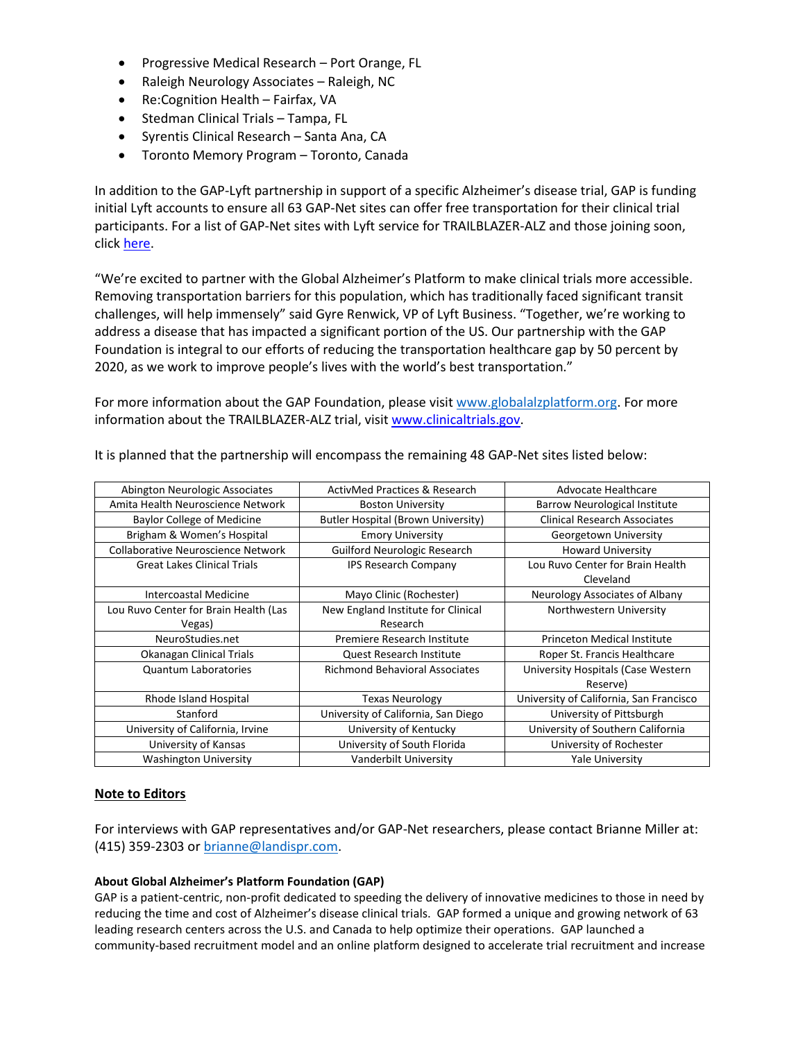- Progressive Medical Research – Port Orange, FL
- Raleigh Neurology Associates – Raleigh, NC
- Re:Cognition Health – Fairfax, VA
- Stedman Clinical Trials – Tampa, FL
- Syrentis Clinical Research – Santa Ana, CA
- Toronto Memory Program – Toronto, Canada

In addition to the GAP-Lyft partnership in support of a specific Alzheimer's disease trial, GAP is funding initial Lyft accounts to ensure all 63 GAP-Net sites can offer free transportation for their clinical trial participants. For a list of GAP-Net sites with Lyft service for TRAILBLAZER-ALZ and those joining soon, click here.

"We're excited to partner with the Global Alzheimer's Platform to make clinical trials more accessible. Removing transportation barriers for this population, which has traditionally faced significant transit challenges, will help immensely" said Gyre Renwick, VP of Lyft Business. "Together, we're working to address a disease that has impacted a significant portion of the US. Our partnership with the GAP Foundation is integral to our efforts of reducing the transportation healthcare gap by 50 percent by 2020, as we work to improve people's lives with the world's best transportation."

For more information about the GAP Foundation, please visit www.globalalzplatform.org. For more information about the TRAILBLAZER-ALZ trial, visit www.clinicaltrials.gov.

It is planned that the partnership will encompass the remaining 48 GAP-Net sites listed below:

| | | |
|---|---|---|
| Abington Neurologic Associates | ActivMed Practices & Research | Advocate Healthcare |
| Amita Health Neuroscience Network | Boston University | Barrow Neurological Institute |
| Baylor College of Medicine | Butler Hospital (Brown University) | Clinical Research Associates |
| Brigham & Women's Hospital | Emory University | Georgetown University |
| Collaborative Neuroscience Network | Guilford Neurologic Research | Howard University |
| Great Lakes Clinical Trials | IPS Research Company | Lou Ruvo Center for Brain Health Cleveland |
| Intercoastal Medicine | Mayo Clinic (Rochester) | Neurology Associates of Albany |
| Lou Ruvo Center for Brain Health (Las Vegas) | New England Institute for Clinical Research | Northwestern University |
| NeuroStudies.net | Premiere Research Institute | Princeton Medical Institute |
| Okanagan Clinical Trials | Quest Research Institute | Roper St. Francis Healthcare |
| Quantum Laboratories | Richmond Behavioral Associates | University Hospitals (Case Western Reserve) |
| Rhode Island Hospital | Texas Neurology | University of California, San Francisco |
| Stanford | University of California, San Diego | University of Pittsburgh |
| University of California, Irvine | University of Kentucky | University of Southern California |
| University of Kansas | University of South Florida | University of Rochester |
| Washington University | Vanderbilt University | Yale University |

## Note to Editors

For interviews with GAP representatives and/or GAP-Net researchers, please contact Brianne Miller at: (415) 359-2303 or brianne@landispr.com.

### About Global Alzheimer's Platform Foundation (GAP)

GAP is a patient-centric, non-profit dedicated to speeding the delivery of innovative medicines to those in need by reducing the time and cost of Alzheimer's disease clinical trials. GAP formed a unique and growing network of 63 leading research centers across the U.S. and Canada to help optimize their operations. GAP launched a community-based recruitment model and an online platform designed to accelerate trial recruitment and increase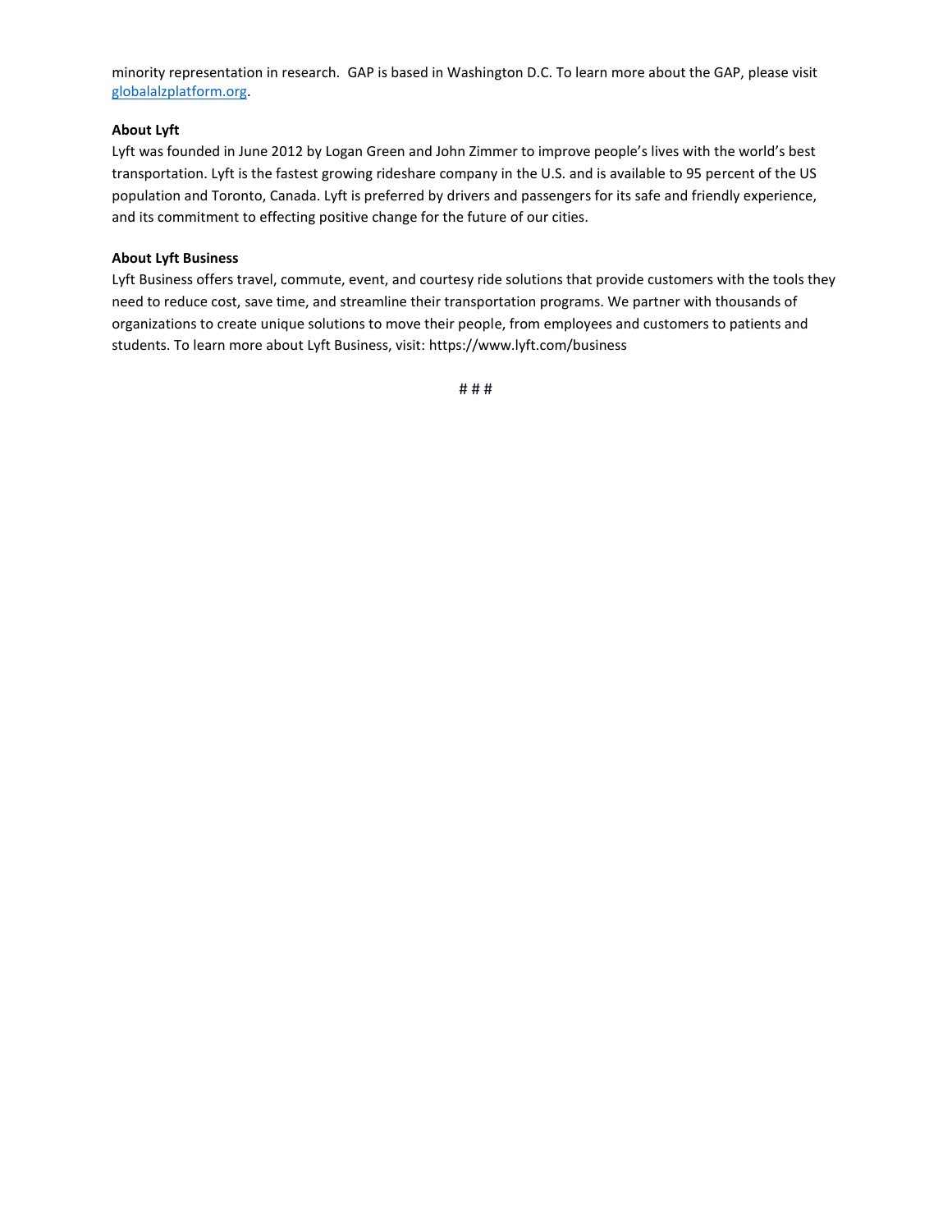minority representation in research. GAP is based in Washington D.C. To learn more about the GAP, please visit [globalalzplatform.org](globalalzplatform.org).

**About Lyft**

Lyft was founded in June 2012 by Logan Green and John Zimmer to improve people's lives with the world's best transportation. Lyft is the fastest growing rideshare company in the U.S. and is available to 95 percent of the US population and Toronto, Canada. Lyft is preferred by drivers and passengers for its safe and friendly experience, and its commitment to effecting positive change for the future of our cities.

**About Lyft Business**

Lyft Business offers travel, commute, event, and courtesy ride solutions that provide customers with the tools they need to reduce cost, save time, and streamline their transportation programs. We partner with thousands of organizations to create unique solutions to move their people, from employees and customers to patients and students. To learn more about Lyft Business, visit: https://www.lyft.com/business

# # #